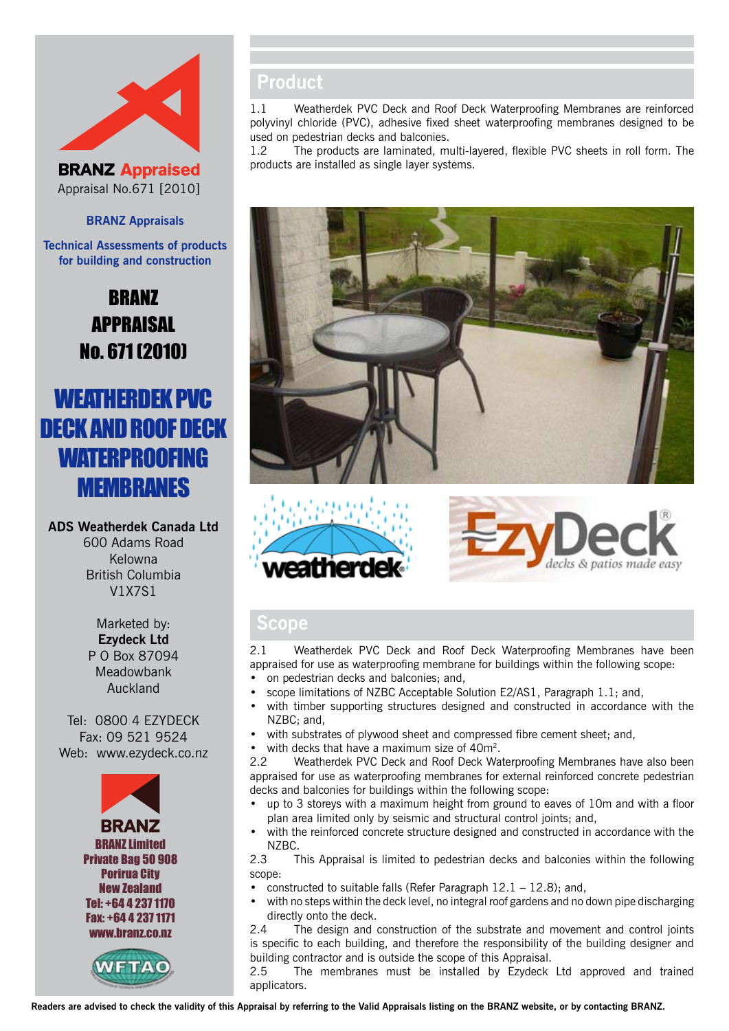BRANZ Appraised
Appraisal No.671 [2010]

BRANZ Appraisals

Technical Assessments of products for building and construction

# BRANZ APPRAISAL No. 671 (2010)

# WEATHERDEK PVC DECK AND ROOF DECK WATERPROOFING MEMBRANES

**ADS Weatherdek Canada Ltd**
600 Adams Road
Kelowna
British Columbia
V1X7S1

Marketed by:
**Ezydeck Ltd**
P O Box 87094
Meadowbank
Auckland

Tel: 0800 4 EZYDECK
Fax: 09 521 9524
Web: www.ezydeck.co.nz

**BRANZ Limited**
**Private Bag 50 908**
**Porirua City**
**New Zealand**
**Tel: +64 4 237 1170**
**Fax: +64 4 237 1171**
**www.branz.co.nz**

## Product

1.1 Weatherdek PVC Deck and Roof Deck Waterproofing Membranes are reinforced polyvinyl chloride (PVC), adhesive fixed sheet waterproofing membranes designed to be used on pedestrian decks and balconies.

1.2 The products are laminated, multi-layered, flexible PVC sheets in roll form. The products are installed as single layer systems.

## Scope

2.1 Weatherdek PVC Deck and Roof Deck Waterproofing Membranes have been appraised for use as waterproofing membrane for buildings within the following scope:

- on pedestrian decks and balconies; and,
- scope limitations of NZBC Acceptable Solution E2/AS1, Paragraph 1.1; and,
- with timber supporting structures designed and constructed in accordance with the NZBC; and,
- with substrates of plywood sheet and compressed fibre cement sheet; and,
- with decks that have a maximum size of 40m$^2$.

2.2 Weatherdek PVC Deck and Roof Deck Waterproofing Membranes have also been appraised for use as waterproofing membranes for external reinforced concrete pedestrian decks and balconies for buildings within the following scope:

- up to 3 storeys with a maximum height from ground to eaves of 10m and with a floor plan area limited only by seismic and structural control joints; and,
- with the reinforced concrete structure designed and constructed in accordance with the NZBC.

2.3 This Appraisal is limited to pedestrian decks and balconies within the following scope:

- constructed to suitable falls (Refer Paragraph 12.1 – 12.8); and,
- with no steps within the deck level, no integral roof gardens and no down pipe discharging directly onto the deck.

2.4 The design and construction of the substrate and movement and control joints is specific to each building, and therefore the responsibility of the building designer and building contractor and is outside the scope of this Appraisal.

2.5 The membranes must be installed by Ezydeck Ltd approved and trained applicators.

Readers are advised to check the validity of this Appraisal by referring to the Valid Appraisals listing on the BRANZ website, or by contacting BRANZ.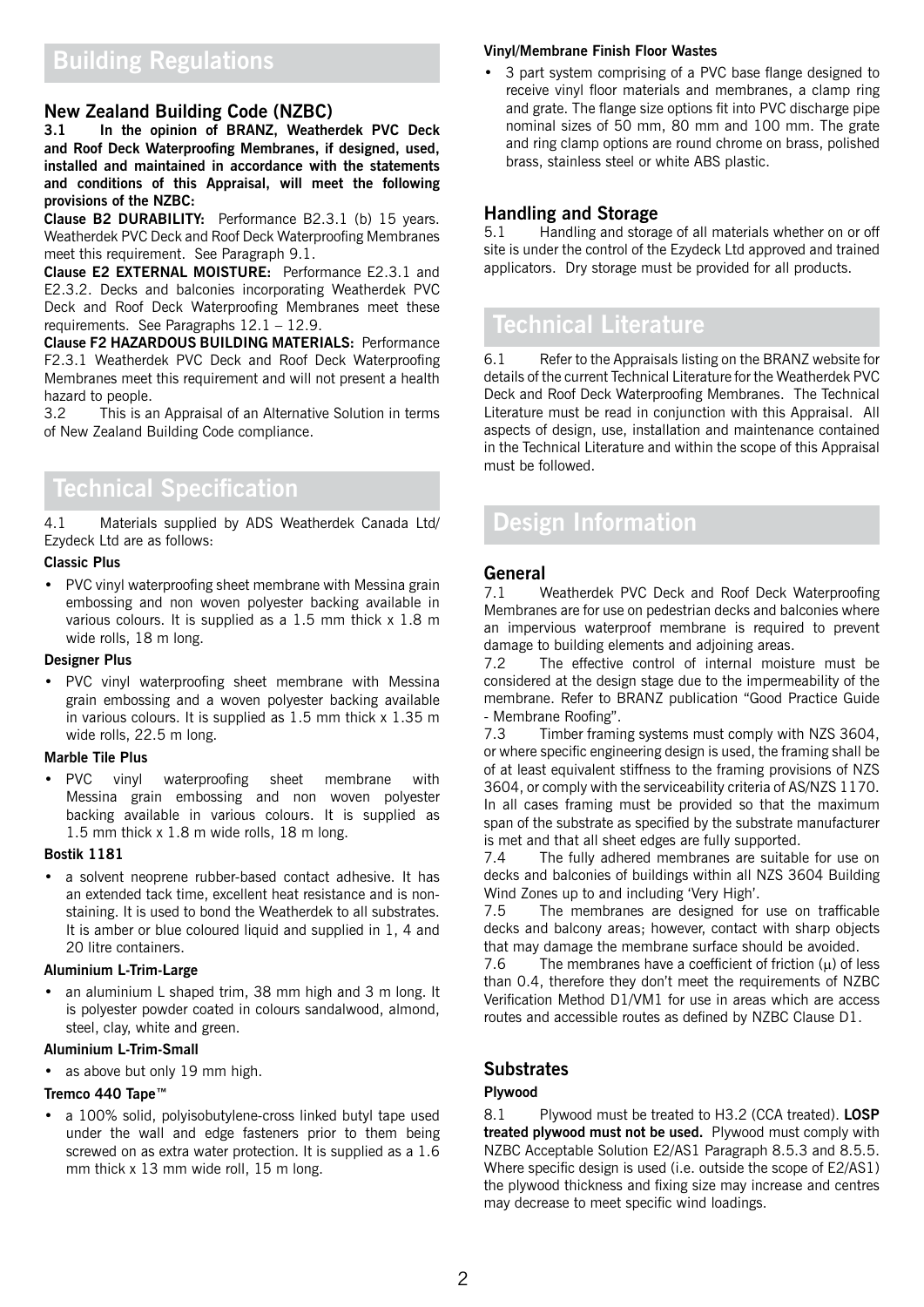# Building Regulations

### New Zealand Building Code (NZBC)

**3.1 In the opinion of BRANZ, Weatherdek PVC Deck and Roof Deck Waterproofing Membranes, if designed, used, installed and maintained in accordance with the statements and conditions of this Appraisal, will meet the following provisions of the NZBC:**

**Clause B2 DURABILITY:** Performance B2.3.1 (b) 15 years. Weatherdek PVC Deck and Roof Deck Waterproofing Membranes meet this requirement. See Paragraph 9.1.

**Clause E2 EXTERNAL MOISTURE:** Performance E2.3.1 and E2.3.2. Decks and balconies incorporating Weatherdek PVC Deck and Roof Deck Waterproofing Membranes meet these requirements. See Paragraphs 12.1 – 12.9.

**Clause F2 HAZARDOUS BUILDING MATERIALS:** Performance F2.3.1 Weatherdek PVC Deck and Roof Deck Waterproofing Membranes meet this requirement and will not present a health hazard to people.

3.2 This is an Appraisal of an Alternative Solution in terms of New Zealand Building Code compliance.

# Technical Specification

4.1 Materials supplied by ADS Weatherdek Canada Ltd/ Ezydeck Ltd are as follows:

**Classic Plus**

- PVC vinyl waterproofing sheet membrane with Messina grain embossing and non woven polyester backing available in various colours. It is supplied as a 1.5 mm thick x 1.8 m wide rolls, 18 m long.

**Designer Plus**

- PVC vinyl waterproofing sheet membrane with Messina grain embossing and a woven polyester backing available in various colours. It is supplied as 1.5 mm thick x 1.35 m wide rolls, 22.5 m long.

**Marble Tile Plus**

- PVC vinyl waterproofing sheet membrane with Messina grain embossing and non woven polyester backing available in various colours. It is supplied as 1.5 mm thick x 1.8 m wide rolls, 18 m long.

**Bostik 1181**

- a solvent neoprene rubber-based contact adhesive. It has an extended tack time, excellent heat resistance and is non-staining. It is used to bond the Weatherdek to all substrates. It is amber or blue coloured liquid and supplied in 1, 4 and 20 litre containers.

**Aluminium L-Trim-Large**

- an aluminium L shaped trim, 38 mm high and 3 m long. It is polyester powder coated in colours sandalwood, almond, steel, clay, white and green.

**Aluminium L-Trim-Small**

- as above but only 19 mm high.

**Tremco 440 Tape™**

- a 100% solid, polyisobutylene-cross linked butyl tape used under the wall and edge fasteners prior to them being screwed on as extra water protection. It is supplied as a 1.6 mm thick x 13 mm wide roll, 15 m long.

**Vinyl/Membrane Finish Floor Wastes**

- 3 part system comprising of a PVC base flange designed to receive vinyl floor materials and membranes, a clamp ring and grate. The flange size options fit into PVC discharge pipe nominal sizes of 50 mm, 80 mm and 100 mm. The grate and ring clamp options are round chrome on brass, polished brass, stainless steel or white ABS plastic.

### Handling and Storage

5.1 Handling and storage of all materials whether on or off site is under the control of the Ezydeck Ltd approved and trained applicators. Dry storage must be provided for all products.

# Technical Literature

6.1 Refer to the Appraisals listing on the BRANZ website for details of the current Technical Literature for the Weatherdek PVC Deck and Roof Deck Waterproofing Membranes. The Technical Literature must be read in conjunction with this Appraisal. All aspects of design, use, installation and maintenance contained in the Technical Literature and within the scope of this Appraisal must be followed.

# Design Information

### General

7.1 Weatherdek PVC Deck and Roof Deck Waterproofing Membranes are for use on pedestrian decks and balconies where an impervious waterproof membrane is required to prevent damage to building elements and adjoining areas.

7.2 The effective control of internal moisture must be considered at the design stage due to the impermeability of the membrane. Refer to BRANZ publication "Good Practice Guide - Membrane Roofing".

7.3 Timber framing systems must comply with NZS 3604, or where specific engineering design is used, the framing shall be of at least equivalent stiffness to the framing provisions of NZS 3604, or comply with the serviceability criteria of AS/NZS 1170. In all cases framing must be provided so that the maximum span of the substrate as specified by the substrate manufacturer is met and that all sheet edges are fully supported.

7.4 The fully adhered membranes are suitable for use on decks and balconies of buildings within all NZS 3604 Building Wind Zones up to and including 'Very High'.

7.5 The membranes are designed for use on trafficable decks and balcony areas; however, contact with sharp objects that may damage the membrane surface should be avoided.

7.6 The membranes have a coefficient of friction ($\mu$) of less than 0.4, therefore they don't meet the requirements of NZBC Verification Method D1/VM1 for use in areas which are access routes and accessible routes as defined by NZBC Clause D1.

### Substrates

**Plywood**

8.1 Plywood must be treated to H3.2 (CCA treated). **LOSP treated plywood must not be used.** Plywood must comply with NZBC Acceptable Solution E2/AS1 Paragraph 8.5.3 and 8.5.5. Where specific design is used (i.e. outside the scope of E2/AS1) the plywood thickness and fixing size may increase and centres may decrease to meet specific wind loadings.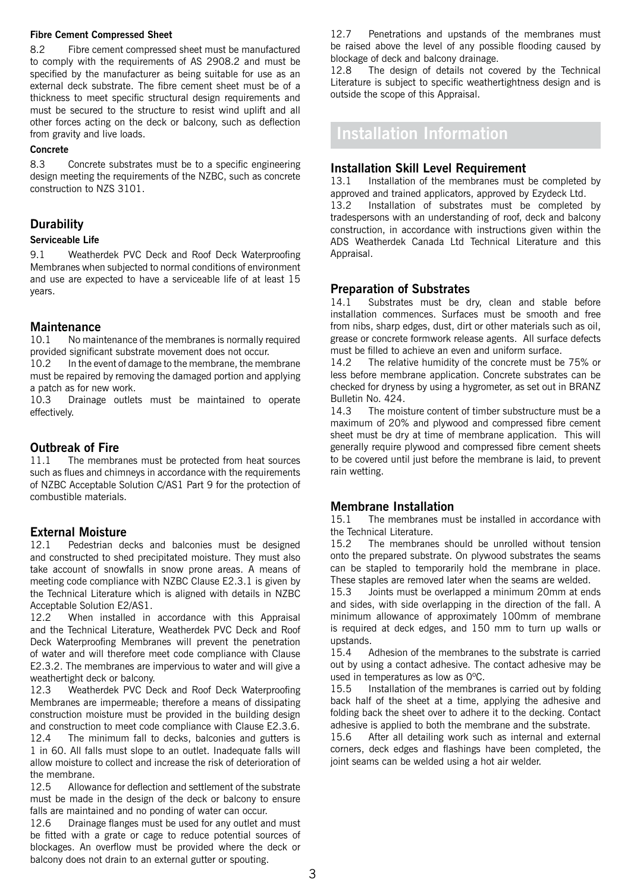#### Fibre Cement Compressed Sheet

8.2 Fibre cement compressed sheet must be manufactured to comply with the requirements of AS 2908.2 and must be specified by the manufacturer as being suitable for use as an external deck substrate. The fibre cement sheet must be of a thickness to meet specific structural design requirements and must be secured to the structure to resist wind uplift and all other forces acting on the deck or balcony, such as deflection from gravity and live loads.

#### Concrete

8.3 Concrete substrates must be to a specific engineering design meeting the requirements of the NZBC, such as concrete construction to NZS 3101.

### Durability

#### Serviceable Life

9.1 Weatherdek PVC Deck and Roof Deck Waterproofing Membranes when subjected to normal conditions of environment and use are expected to have a serviceable life of at least 15 years.

### Maintenance

10.1 No maintenance of the membranes is normally required provided significant substrate movement does not occur.

10.2 In the event of damage to the membrane, the membrane must be repaired by removing the damaged portion and applying a patch as for new work.

10.3 Drainage outlets must be maintained to operate effectively.

### Outbreak of Fire

11.1 The membranes must be protected from heat sources such as flues and chimneys in accordance with the requirements of NZBC Acceptable Solution C/AS1 Part 9 for the protection of combustible materials.

### External Moisture

12.1 Pedestrian decks and balconies must be designed and constructed to shed precipitated moisture. They must also take account of snowfalls in snow prone areas. A means of meeting code compliance with NZBC Clause E2.3.1 is given by the Technical Literature which is aligned with details in NZBC Acceptable Solution E2/AS1.

12.2 When installed in accordance with this Appraisal and the Technical Literature, Weatherdek PVC Deck and Roof Deck Waterproofing Membranes will prevent the penetration of water and will therefore meet code compliance with Clause E2.3.2. The membranes are impervious to water and will give a weathertight deck or balcony.

12.3 Weatherdek PVC Deck and Roof Deck Waterproofing Membranes are impermeable; therefore a means of dissipating construction moisture must be provided in the building design and construction to meet code compliance with Clause E2.3.6.

12.4 The minimum fall to decks, balconies and gutters is 1 in 60. All falls must slope to an outlet. Inadequate falls will allow moisture to collect and increase the risk of deterioration of the membrane.

12.5 Allowance for deflection and settlement of the substrate must be made in the design of the deck or balcony to ensure falls are maintained and no ponding of water can occur.

12.6 Drainage flanges must be used for any outlet and must be fitted with a grate or cage to reduce potential sources of blockages. An overflow must be provided where the deck or balcony does not drain to an external gutter or spouting.

12.7 Penetrations and upstands of the membranes must be raised above the level of any possible flooding caused by blockage of deck and balcony drainage.

12.8 The design of details not covered by the Technical Literature is subject to specific weathertightness design and is outside the scope of this Appraisal.

## Installation Information

### Installation Skill Level Requirement

13.1 Installation of the membranes must be completed by approved and trained applicators, approved by Ezydeck Ltd.

13.2 Installation of substrates must be completed by tradespersons with an understanding of roof, deck and balcony construction, in accordance with instructions given within the ADS Weatherdek Canada Ltd Technical Literature and this Appraisal.

### Preparation of Substrates

14.1 Substrates must be dry, clean and stable before installation commences. Surfaces must be smooth and free from nibs, sharp edges, dust, dirt or other materials such as oil, grease or concrete formwork release agents. All surface defects must be filled to achieve an even and uniform surface.

14.2 The relative humidity of the concrete must be 75% or less before membrane application. Concrete substrates can be checked for dryness by using a hygrometer, as set out in BRANZ Bulletin No. 424.

14.3 The moisture content of timber substructure must be a maximum of 20% and plywood and compressed fibre cement sheet must be dry at time of membrane application. This will generally require plywood and compressed fibre cement sheets to be covered until just before the membrane is laid, to prevent rain wetting.

### Membrane Installation

15.1 The membranes must be installed in accordance with the Technical Literature.

15.2 The membranes should be unrolled without tension onto the prepared substrate. On plywood substrates the seams can be stapled to temporarily hold the membrane in place. These staples are removed later when the seams are welded.

15.3 Joints must be overlapped a minimum 20mm at ends and sides, with side overlapping in the direction of the fall. A minimum allowance of approximately 100mm of membrane is required at deck edges, and 150 mm to turn up walls or upstands.

15.4 Adhesion of the membranes to the substrate is carried out by using a contact adhesive. The contact adhesive may be used in temperatures as low as 0ºC.

15.5 Installation of the membranes is carried out by folding back half of the sheet at a time, applying the adhesive and folding back the sheet over to adhere it to the decking. Contact adhesive is applied to both the membrane and the substrate.

15.6 After all detailing work such as internal and external corners, deck edges and flashings have been completed, the joint seams can be welded using a hot air welder.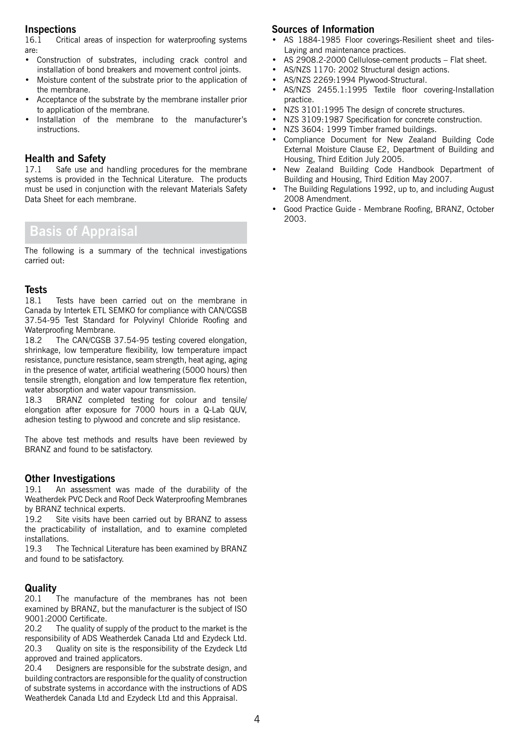## Inspections

16.1 Critical areas of inspection for waterproofing systems are:

- Construction of substrates, including crack control and installation of bond breakers and movement control joints.
- Moisture content of the substrate prior to the application of the membrane.
- Acceptance of the substrate by the membrane installer prior to application of the membrane.
- Installation of the membrane to the manufacturer's instructions.

## Health and Safety

17.1 Safe use and handling procedures for the membrane systems is provided in the Technical Literature. The products must be used in conjunction with the relevant Materials Safety Data Sheet for each membrane.

# Basis of Appraisal

The following is a summary of the technical investigations carried out:

## Tests

18.1 Tests have been carried out on the membrane in Canada by Intertek ETL SEMKO for compliance with CAN/CGSB 37.54-95 Test Standard for Polyvinyl Chloride Roofing and Waterproofing Membrane.

18.2 The CAN/CGSB 37.54-95 testing covered elongation, shrinkage, low temperature flexibility, low temperature impact resistance, puncture resistance, seam strength, heat aging, aging in the presence of water, artificial weathering (5000 hours) then tensile strength, elongation and low temperature flex retention, water absorption and water vapour transmission.

18.3 BRANZ completed testing for colour and tensile/elongation after exposure for 7000 hours in a Q-Lab QUV, adhesion testing to plywood and concrete and slip resistance.

The above test methods and results have been reviewed by BRANZ and found to be satisfactory.

## Other Investigations

19.1 An assessment was made of the durability of the Weatherdek PVC Deck and Roof Deck Waterproofing Membranes by BRANZ technical experts.

19.2 Site visits have been carried out by BRANZ to assess the practicability of installation, and to examine completed installations.

19.3 The Technical Literature has been examined by BRANZ and found to be satisfactory.

## Quality

20.1 The manufacture of the membranes has not been examined by BRANZ, but the manufacturer is the subject of ISO 9001:2000 Certificate.

20.2 The quality of supply of the product to the market is the responsibility of ADS Weatherdek Canada Ltd and Ezydeck Ltd.

20.3 Quality on site is the responsibility of the Ezydeck Ltd approved and trained applicators.

20.4 Designers are responsible for the substrate design, and building contractors are responsible for the quality of construction of substrate systems in accordance with the instructions of ADS Weatherdek Canada Ltd and Ezydeck Ltd and this Appraisal.

## Sources of Information

- AS 1884-1985 Floor coverings-Resilient sheet and tiles-Laying and maintenance practices.
- AS 2908.2-2000 Cellulose-cement products – Flat sheet.
- AS/NZS 1170: 2002 Structural design actions.
- AS/NZS 2269:1994 Plywood-Structural.
- AS/NZS 2455.1:1995 Textile floor covering-Installation practice.
- NZS 3101:1995 The design of concrete structures.
- NZS 3109:1987 Specification for concrete construction.
- NZS 3604: 1999 Timber framed buildings.
- Compliance Document for New Zealand Building Code External Moisture Clause E2, Department of Building and Housing, Third Edition July 2005.
- New Zealand Building Code Handbook Department of Building and Housing, Third Edition May 2007.
- The Building Regulations 1992, up to, and including August 2008 Amendment.
- Good Practice Guide - Membrane Roofing, BRANZ, October 2003.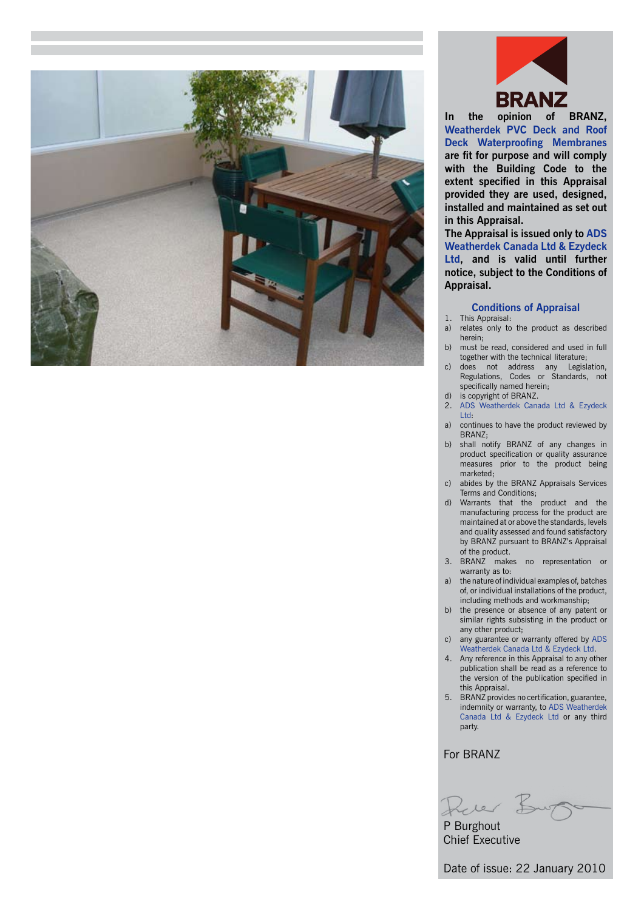BRANZ

**In the opinion of BRANZ, Weatherdek PVC Deck and Roof Deck Waterproofing Membranes are fit for purpose and will comply with the Building Code to the extent specified in this Appraisal provided they are used, designed, installed and maintained as set out in this Appraisal.**

**The Appraisal is issued only to ADS Weatherdek Canada Ltd & Ezydeck Ltd, and is valid until further notice, subject to the Conditions of Appraisal.**

## Conditions of Appraisal

1. This Appraisal:
   a) relates only to the product as described herein;
   b) must be read, considered and used in full together with the technical literature;
   c) does not address any Legislation, Regulations, Codes or Standards, not specifically named herein;
   d) is copyright of BRANZ.
2. ADS Weatherdek Canada Ltd & Ezydeck Ltd:
   a) continues to have the product reviewed by BRANZ;
   b) shall notify BRANZ of any changes in product specification or quality assurance measures prior to the product being marketed;
   c) abides by the BRANZ Appraisals Services Terms and Conditions;
   d) Warrants that the product and the manufacturing process for the product are maintained at or above the standards, levels and quality assessed and found satisfactory by BRANZ pursuant to BRANZ's Appraisal of the product.
3. BRANZ makes no representation or warranty as to:
   a) the nature of individual examples of, batches of, or individual installations of the product, including methods and workmanship;
   b) the presence or absence of any patent or similar rights subsisting in the product or any other product;
   c) any guarantee or warranty offered by ADS Weatherdek Canada Ltd & Ezydeck Ltd.
4. Any reference in this Appraisal to any other publication shall be read as a reference to the version of the publication specified in this Appraisal.
5. BRANZ provides no certification, guarantee, indemnity or warranty, to ADS Weatherdek Canada Ltd & Ezydeck Ltd or any third party.

For BRANZ

P Burghout
Chief Executive

Date of issue: 22 January 2010